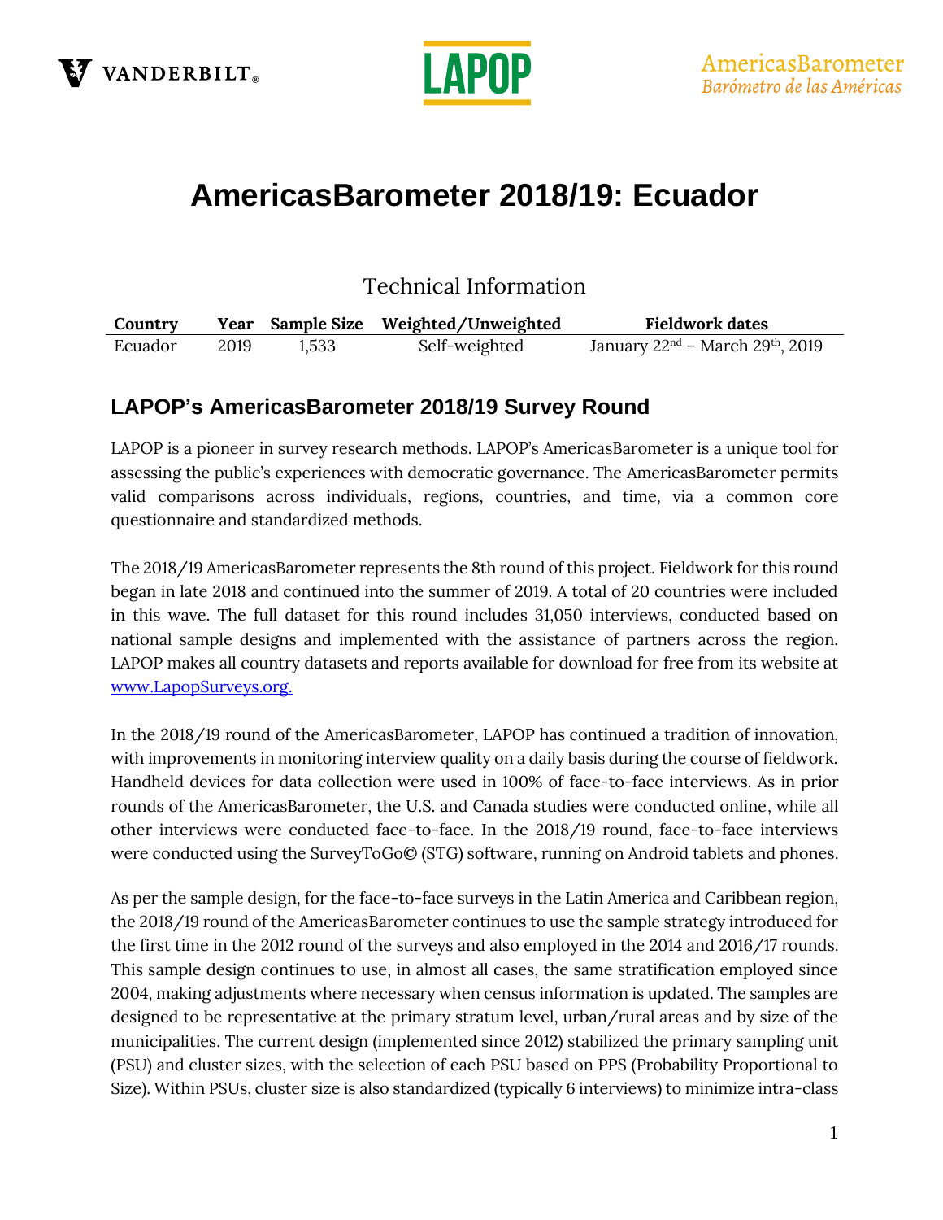VANDERBILT

LAPOP

AmericasBarometer
*Barómetro de las Américas*

# AmericasBarometer 2018/19: Ecuador

## Technical Information

| Country | Year | Sample Size | Weighted/Unweighted | Fieldwork dates |
|---|---|---|---|---|
| Ecuador | 2019 | 1,533 | Self-weighted | January 22nd – March 29th, 2019 |

## LAPOP's AmericasBarometer 2018/19 Survey Round

LAPOP is a pioneer in survey research methods. LAPOP's AmericasBarometer is a unique tool for assessing the public's experiences with democratic governance. The AmericasBarometer permits valid comparisons across individuals, regions, countries, and time, via a common core questionnaire and standardized methods.

The 2018/19 AmericasBarometer represents the 8th round of this project. Fieldwork for this round began in late 2018 and continued into the summer of 2019. A total of 20 countries were included in this wave. The full dataset for this round includes 31,050 interviews, conducted based on national sample designs and implemented with the assistance of partners across the region. LAPOP makes all country datasets and reports available for download for free from its website at www.LapopSurveys.org.

In the 2018/19 round of the AmericasBarometer, LAPOP has continued a tradition of innovation, with improvements in monitoring interview quality on a daily basis during the course of fieldwork. Handheld devices for data collection were used in 100% of face-to-face interviews. As in prior rounds of the AmericasBarometer, the U.S. and Canada studies were conducted online, while all other interviews were conducted face-to-face. In the 2018/19 round, face-to-face interviews were conducted using the SurveyToGo© (STG) software, running on Android tablets and phones.

As per the sample design, for the face-to-face surveys in the Latin America and Caribbean region, the 2018/19 round of the AmericasBarometer continues to use the sample strategy introduced for the first time in the 2012 round of the surveys and also employed in the 2014 and 2016/17 rounds. This sample design continues to use, in almost all cases, the same stratification employed since 2004, making adjustments where necessary when census information is updated. The samples are designed to be representative at the primary stratum level, urban/rural areas and by size of the municipalities. The current design (implemented since 2012) stabilized the primary sampling unit (PSU) and cluster sizes, with the selection of each PSU based on PPS (Probability Proportional to Size). Within PSUs, cluster size is also standardized (typically 6 interviews) to minimize intra-class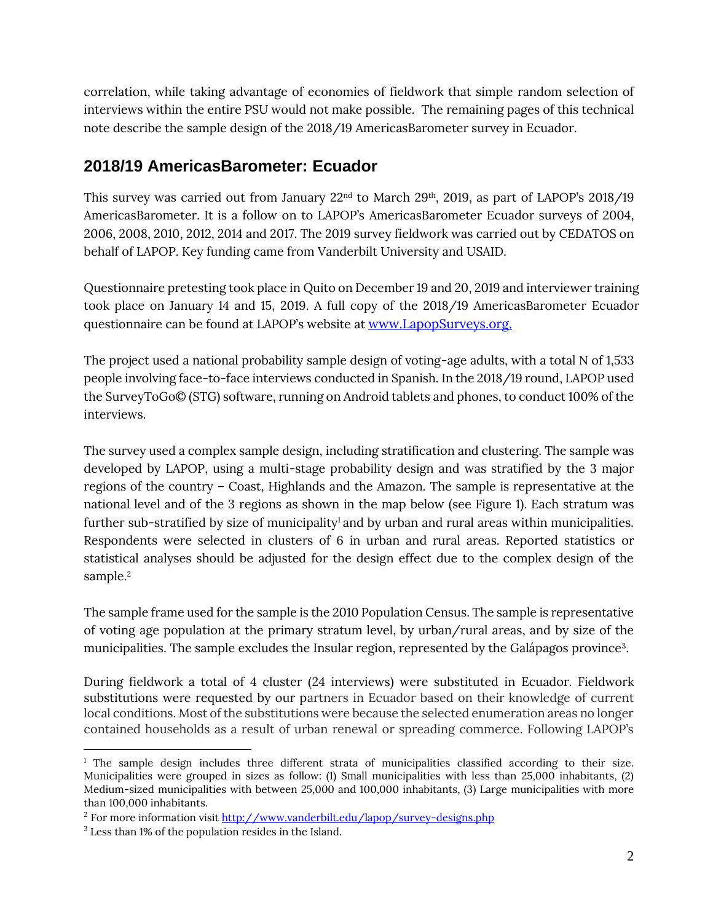correlation, while taking advantage of economies of fieldwork that simple random selection of interviews within the entire PSU would not make possible. The remaining pages of this technical note describe the sample design of the 2018/19 AmericasBarometer survey in Ecuador.

## 2018/19 AmericasBarometer: Ecuador

This survey was carried out from January 22nd to March 29th, 2019, as part of LAPOP's 2018/19 AmericasBarometer. It is a follow on to LAPOP's AmericasBarometer Ecuador surveys of 2004, 2006, 2008, 2010, 2012, 2014 and 2017. The 2019 survey fieldwork was carried out by CEDATOS on behalf of LAPOP. Key funding came from Vanderbilt University and USAID.

Questionnaire pretesting took place in Quito on December 19 and 20, 2019 and interviewer training took place on January 14 and 15, 2019. A full copy of the 2018/19 AmericasBarometer Ecuador questionnaire can be found at LAPOP's website at [www.LapopSurveys.org.](http://www.LapopSurveys.org)

The project used a national probability sample design of voting-age adults, with a total N of 1,533 people involving face-to-face interviews conducted in Spanish. In the 2018/19 round, LAPOP used the SurveyToGo© (STG) software, running on Android tablets and phones, to conduct 100% of the interviews.

The survey used a complex sample design, including stratification and clustering. The sample was developed by LAPOP, using a multi-stage probability design and was stratified by the 3 major regions of the country – Coast, Highlands and the Amazon. The sample is representative at the national level and of the 3 regions as shown in the map below (see Figure 1). Each stratum was further sub-stratified by size of municipality[1] and by urban and rural areas within municipalities. Respondents were selected in clusters of 6 in urban and rural areas. Reported statistics or statistical analyses should be adjusted for the design effect due to the complex design of the sample.[2]

The sample frame used for the sample is the 2010 Population Census. The sample is representative of voting age population at the primary stratum level, by urban/rural areas, and by size of the municipalities. The sample excludes the Insular region, represented by the Galápagos province[3].

During fieldwork a total of 4 cluster (24 interviews) were substituted in Ecuador. Fieldwork substitutions were requested by our partners in Ecuador based on their knowledge of current local conditions. Most of the substitutions were because the selected enumeration areas no longer contained households as a result of urban renewal or spreading commerce. Following LAPOP's

---

[1] The sample design includes three different strata of municipalities classified according to their size. Municipalities were grouped in sizes as follow: (1) Small municipalities with less than 25,000 inhabitants, (2) Medium-sized municipalities with between 25,000 and 100,000 inhabitants, (3) Large municipalities with more than 100,000 inhabitants.

[2] For more information visit [http://www.vanderbilt.edu/lapop/survey-designs.php](http://www.vanderbilt.edu/lapop/survey-designs.php)

[3] Less than 1% of the population resides in the Island.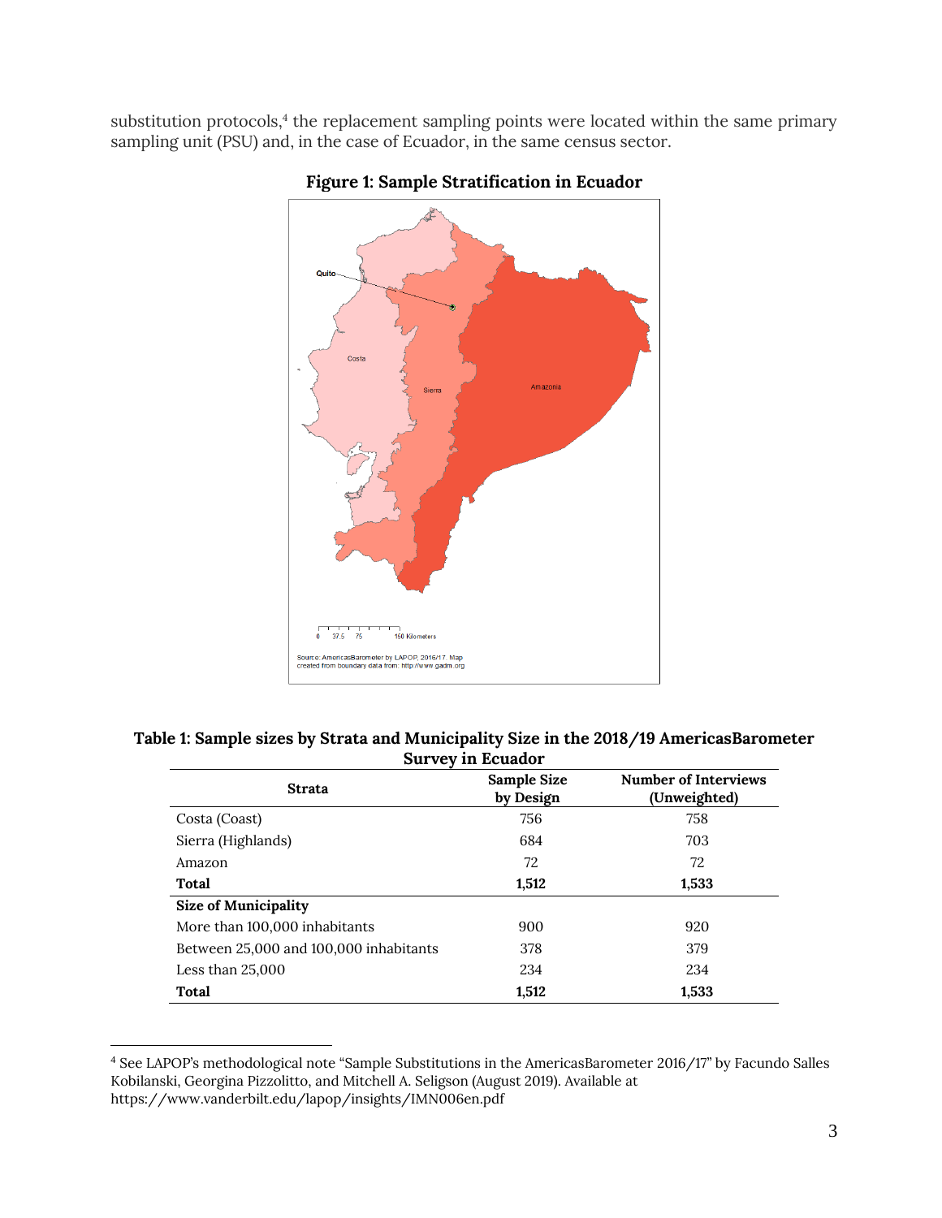substitution protocols,[4] the replacement sampling points were located within the same primary sampling unit (PSU) and, in the case of Ecuador, in the same census sector.

**Figure 1: Sample Stratification in Ecuador**

**Table 1: Sample sizes by Strata and Municipality Size in the 2018/19 AmericasBarometer Survey in Ecuador**

| Strata | Sample Size by Design | Number of Interviews (Unweighted) |
|---|---|---|
| Costa (Coast) | 756 | 758 |
| Sierra (Highlands) | 684 | 703 |
| Amazon | 72 | 72 |
| **Total** | **1,512** | **1,533** |
| **Size of Municipality** | | |
| More than 100,000 inhabitants | 900 | 920 |
| Between 25,000 and 100,000 inhabitants | 378 | 379 |
| Less than 25,000 | 234 | 234 |
| **Total** | **1,512** | **1,533** |

[4] See LAPOP's methodological note "Sample Substitutions in the AmericasBarometer 2016/17" by Facundo Salles Kobilanski, Georgina Pizzolitto, and Mitchell A. Seligson (August 2019). Available at https://www.vanderbilt.edu/lapop/insights/IMN006en.pdf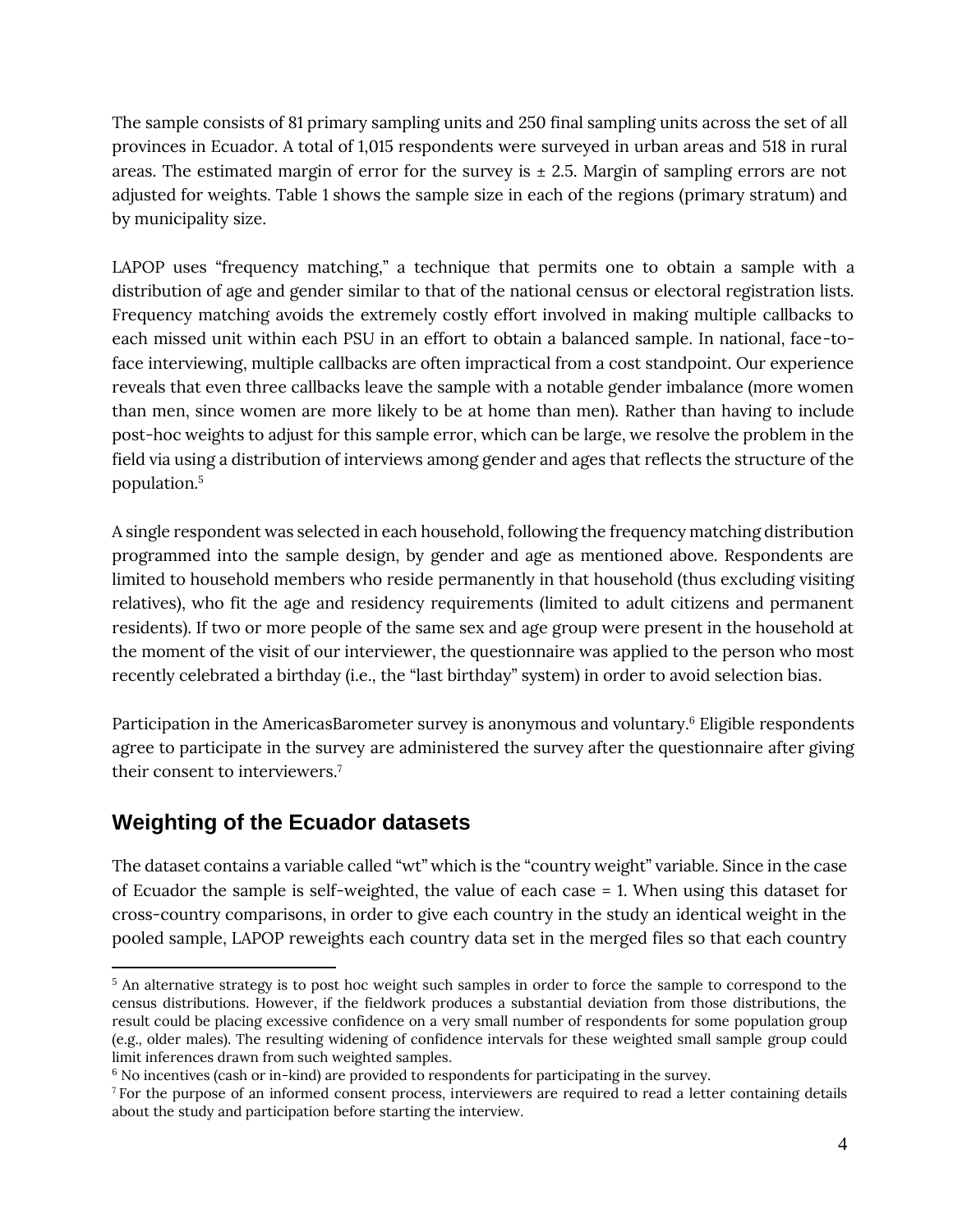The sample consists of 81 primary sampling units and 250 final sampling units across the set of all provinces in Ecuador. A total of 1,015 respondents were surveyed in urban areas and 518 in rural areas. The estimated margin of error for the survey is ± 2.5. Margin of sampling errors are not adjusted for weights. Table 1 shows the sample size in each of the regions (primary stratum) and by municipality size.

LAPOP uses "frequency matching," a technique that permits one to obtain a sample with a distribution of age and gender similar to that of the national census or electoral registration lists. Frequency matching avoids the extremely costly effort involved in making multiple callbacks to each missed unit within each PSU in an effort to obtain a balanced sample. In national, face-to-face interviewing, multiple callbacks are often impractical from a cost standpoint. Our experience reveals that even three callbacks leave the sample with a notable gender imbalance (more women than men, since women are more likely to be at home than men). Rather than having to include post-hoc weights to adjust for this sample error, which can be large, we resolve the problem in the field via using a distribution of interviews among gender and ages that reflects the structure of the population.[5]

A single respondent was selected in each household, following the frequency matching distribution programmed into the sample design, by gender and age as mentioned above. Respondents are limited to household members who reside permanently in that household (thus excluding visiting relatives), who fit the age and residency requirements (limited to adult citizens and permanent residents). If two or more people of the same sex and age group were present in the household at the moment of the visit of our interviewer, the questionnaire was applied to the person who most recently celebrated a birthday (i.e., the "last birthday" system) in order to avoid selection bias.

Participation in the AmericasBarometer survey is anonymous and voluntary.[6] Eligible respondents agree to participate in the survey are administered the survey after the questionnaire after giving their consent to interviewers.[7]

## Weighting of the Ecuador datasets

The dataset contains a variable called "wt" which is the "country weight" variable. Since in the case of Ecuador the sample is self-weighted, the value of each case = 1. When using this dataset for cross-country comparisons, in order to give each country in the study an identical weight in the pooled sample, LAPOP reweights each country data set in the merged files so that each country

---

[5] An alternative strategy is to post hoc weight such samples in order to force the sample to correspond to the census distributions. However, if the fieldwork produces a substantial deviation from those distributions, the result could be placing excessive confidence on a very small number of respondents for some population group (e.g., older males). The resulting widening of confidence intervals for these weighted small sample group could limit inferences drawn from such weighted samples.

[6] No incentives (cash or in-kind) are provided to respondents for participating in the survey.

[7] For the purpose of an informed consent process, interviewers are required to read a letter containing details about the study and participation before starting the interview.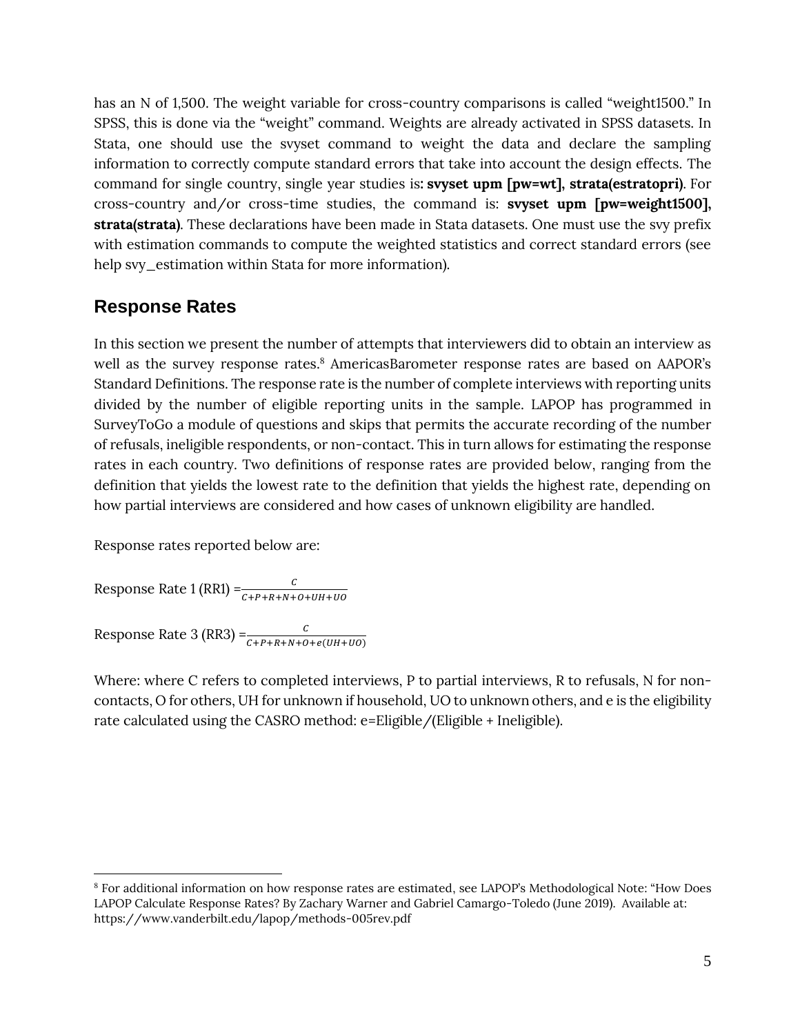has an N of 1,500. The weight variable for cross-country comparisons is called "weight1500." In SPSS, this is done via the "weight" command. Weights are already activated in SPSS datasets. In Stata, one should use the svyset command to weight the data and declare the sampling information to correctly compute standard errors that take into account the design effects. The command for single country, single year studies is**: svyset upm [pw=wt], strata(estratopri)**. For cross-country and/or cross-time studies, the command is: **svyset upm [pw=weight1500], strata(strata)**. These declarations have been made in Stata datasets. One must use the svy prefix with estimation commands to compute the weighted statistics and correct standard errors (see help svy_estimation within Stata for more information).

## Response Rates

In this section we present the number of attempts that interviewers did to obtain an interview as well as the survey response rates.[8] AmericasBarometer response rates are based on AAPOR's Standard Definitions. The response rate is the number of complete interviews with reporting units divided by the number of eligible reporting units in the sample. LAPOP has programmed in SurveyToGo a module of questions and skips that permits the accurate recording of the number of refusals, ineligible respondents, or non-contact. This in turn allows for estimating the response rates in each country. Two definitions of response rates are provided below, ranging from the definition that yields the lowest rate to the definition that yields the highest rate, depending on how partial interviews are considered and how cases of unknown eligibility are handled.

Response rates reported below are:

Response Rate 1 (RR1) = $\frac{C}{C+P+R+N+O+UH+UO}$

Response Rate 3 (RR3) = $\frac{C}{C+P+R+N+O+e(UH+UO)}$

Where: where C refers to completed interviews, P to partial interviews, R to refusals, N for non-contacts, O for others, UH for unknown if household, UO to unknown others, and e is the eligibility rate calculated using the CASRO method: e=Eligible/(Eligible + Ineligible).

[8] For additional information on how response rates are estimated, see LAPOP's Methodological Note: "How Does LAPOP Calculate Response Rates? By Zachary Warner and Gabriel Camargo-Toledo (June 2019). Available at: https://www.vanderbilt.edu/lapop/methods-005rev.pdf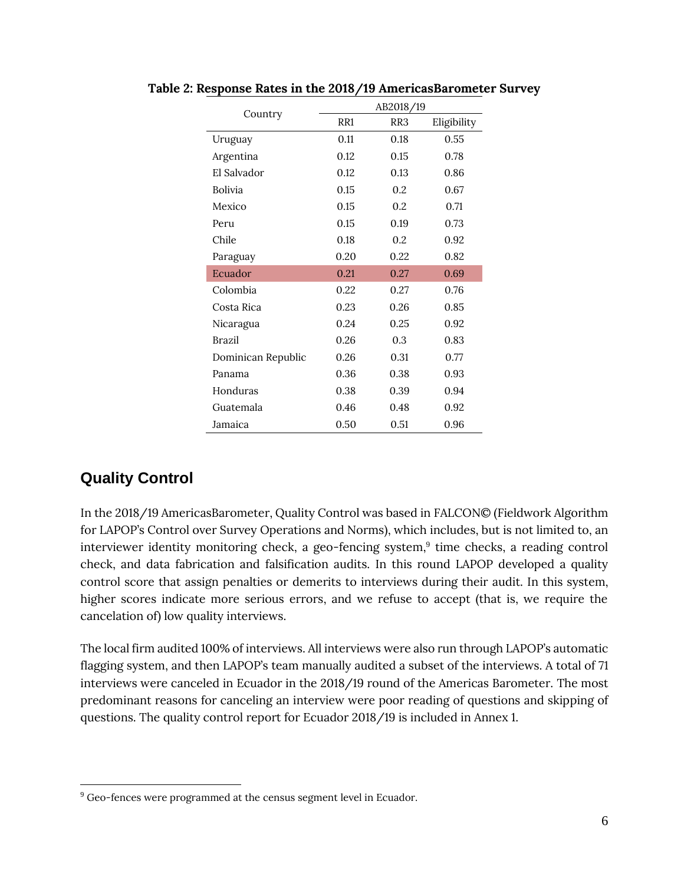**Table 2: Response Rates in the 2018/19 AmericasBarometer Survey**

| Country | AB2018/19 | | |
|---|---|---|---|
| | RR1 | RR3 | Eligibility |
| Uruguay | 0.11 | 0.18 | 0.55 |
| Argentina | 0.12 | 0.15 | 0.78 |
| El Salvador | 0.12 | 0.13 | 0.86 |
| Bolivia | 0.15 | 0.2 | 0.67 |
| Mexico | 0.15 | 0.2 | 0.71 |
| Peru | 0.15 | 0.19 | 0.73 |
| Chile | 0.18 | 0.2 | 0.92 |
| Paraguay | 0.20 | 0.22 | 0.82 |
| Ecuador | 0.21 | 0.27 | 0.69 |
| Colombia | 0.22 | 0.27 | 0.76 |
| Costa Rica | 0.23 | 0.26 | 0.85 |
| Nicaragua | 0.24 | 0.25 | 0.92 |
| Brazil | 0.26 | 0.3 | 0.83 |
| Dominican Republic | 0.26 | 0.31 | 0.77 |
| Panama | 0.36 | 0.38 | 0.93 |
| Honduras | 0.38 | 0.39 | 0.94 |
| Guatemala | 0.46 | 0.48 | 0.92 |
| Jamaica | 0.50 | 0.51 | 0.96 |

## Quality Control

In the 2018/19 AmericasBarometer, Quality Control was based in FALCON© (Fieldwork Algorithm for LAPOP's Control over Survey Operations and Norms), which includes, but is not limited to, an interviewer identity monitoring check, a geo-fencing system,[9] time checks, a reading control check, and data fabrication and falsification audits. In this round LAPOP developed a quality control score that assign penalties or demerits to interviews during their audit. In this system, higher scores indicate more serious errors, and we refuse to accept (that is, we require the cancelation of) low quality interviews.

The local firm audited 100% of interviews. All interviews were also run through LAPOP's automatic flagging system, and then LAPOP's team manually audited a subset of the interviews. A total of 71 interviews were canceled in Ecuador in the 2018/19 round of the Americas Barometer. The most predominant reasons for canceling an interview were poor reading of questions and skipping of questions. The quality control report for Ecuador 2018/19 is included in Annex 1.

[9] Geo-fences were programmed at the census segment level in Ecuador.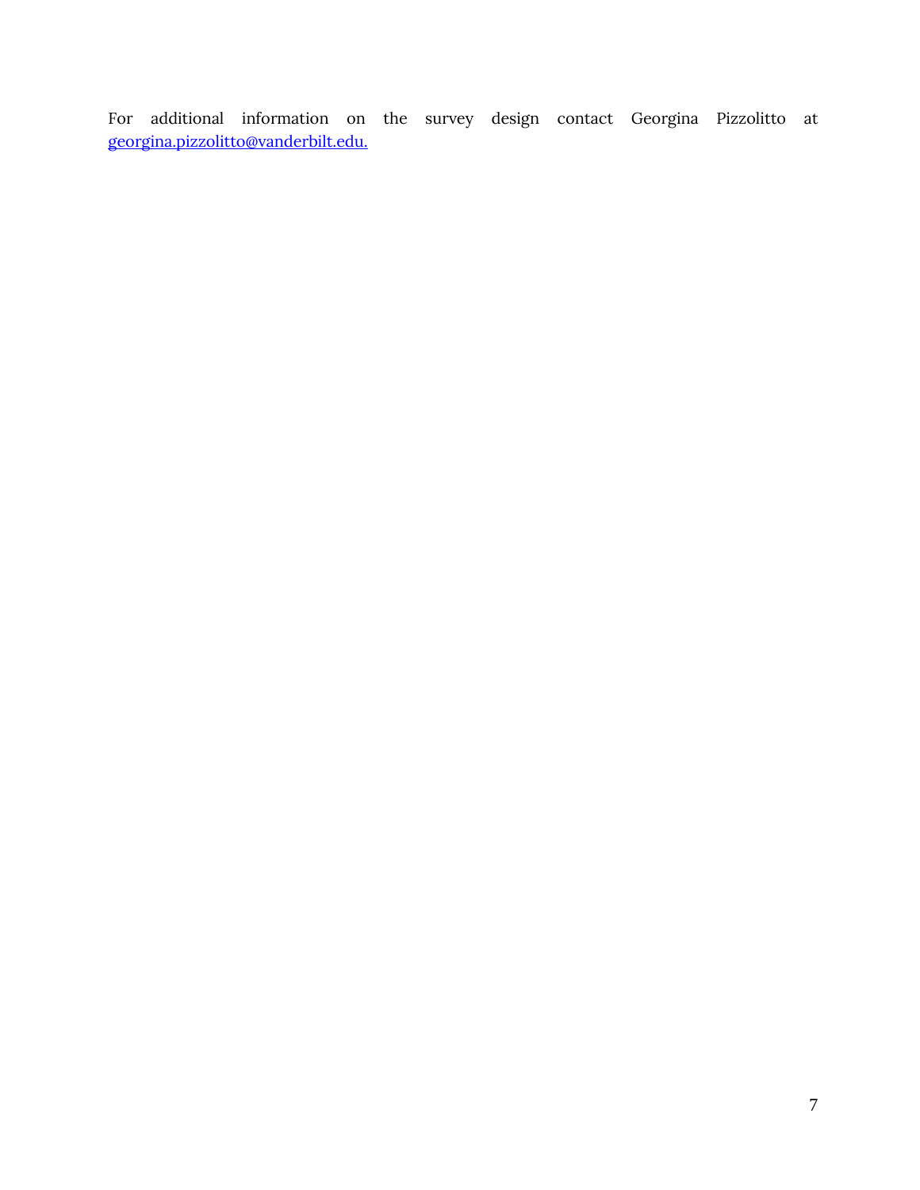For additional information on the survey design contact Georgina Pizzolitto at [georgina.pizzolitto@vanderbilt.edu.](mailto:georgina.pizzolitto@vanderbilt.edu)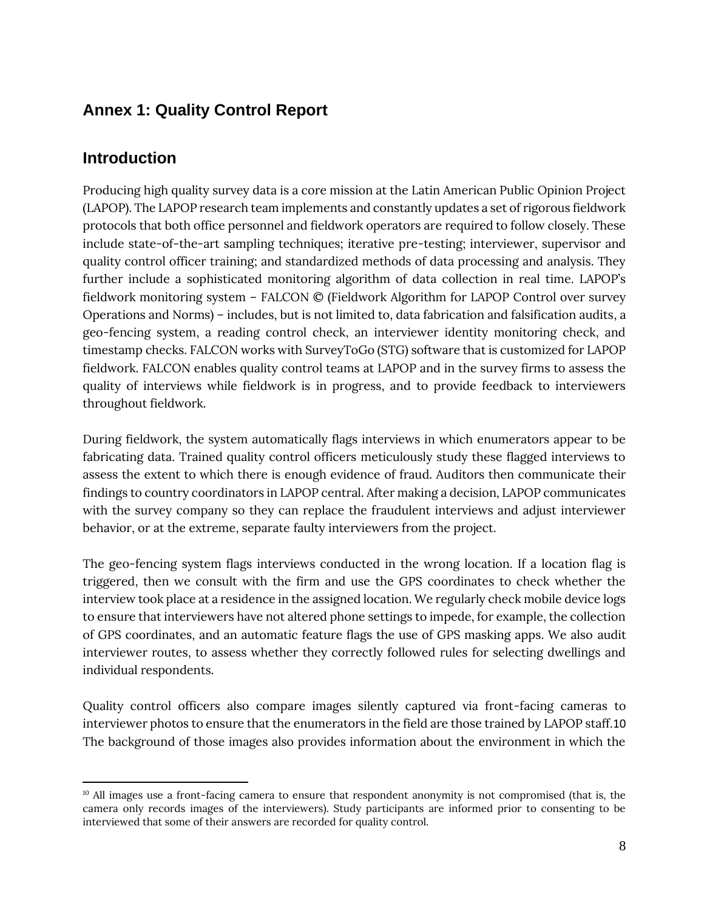## Annex 1: Quality Control Report

### Introduction

Producing high quality survey data is a core mission at the Latin American Public Opinion Project (LAPOP). The LAPOP research team implements and constantly updates a set of rigorous fieldwork protocols that both office personnel and fieldwork operators are required to follow closely. These include state-of-the-art sampling techniques; iterative pre-testing; interviewer, supervisor and quality control officer training; and standardized methods of data processing and analysis. They further include a sophisticated monitoring algorithm of data collection in real time. LAPOP's fieldwork monitoring system – FALCON © (Fieldwork Algorithm for LAPOP Control over survey Operations and Norms) – includes, but is not limited to, data fabrication and falsification audits, a geo-fencing system, a reading control check, an interviewer identity monitoring check, and timestamp checks. FALCON works with SurveyToGo (STG) software that is customized for LAPOP fieldwork. FALCON enables quality control teams at LAPOP and in the survey firms to assess the quality of interviews while fieldwork is in progress, and to provide feedback to interviewers throughout fieldwork.

During fieldwork, the system automatically flags interviews in which enumerators appear to be fabricating data. Trained quality control officers meticulously study these flagged interviews to assess the extent to which there is enough evidence of fraud. Auditors then communicate their findings to country coordinators in LAPOP central. After making a decision, LAPOP communicates with the survey company so they can replace the fraudulent interviews and adjust interviewer behavior, or at the extreme, separate faulty interviewers from the project.

The geo-fencing system flags interviews conducted in the wrong location. If a location flag is triggered, then we consult with the firm and use the GPS coordinates to check whether the interview took place at a residence in the assigned location. We regularly check mobile device logs to ensure that interviewers have not altered phone settings to impede, for example, the collection of GPS coordinates, and an automatic feature flags the use of GPS masking apps. We also audit interviewer routes, to assess whether they correctly followed rules for selecting dwellings and individual respondents.

Quality control officers also compare images silently captured via front-facing cameras to interviewer photos to ensure that the enumerators in the field are those trained by LAPOP staff.[10] The background of those images also provides information about the environment in which the

[10] All images use a front-facing camera to ensure that respondent anonymity is not compromised (that is, the camera only records images of the interviewers). Study participants are informed prior to consenting to be interviewed that some of their answers are recorded for quality control.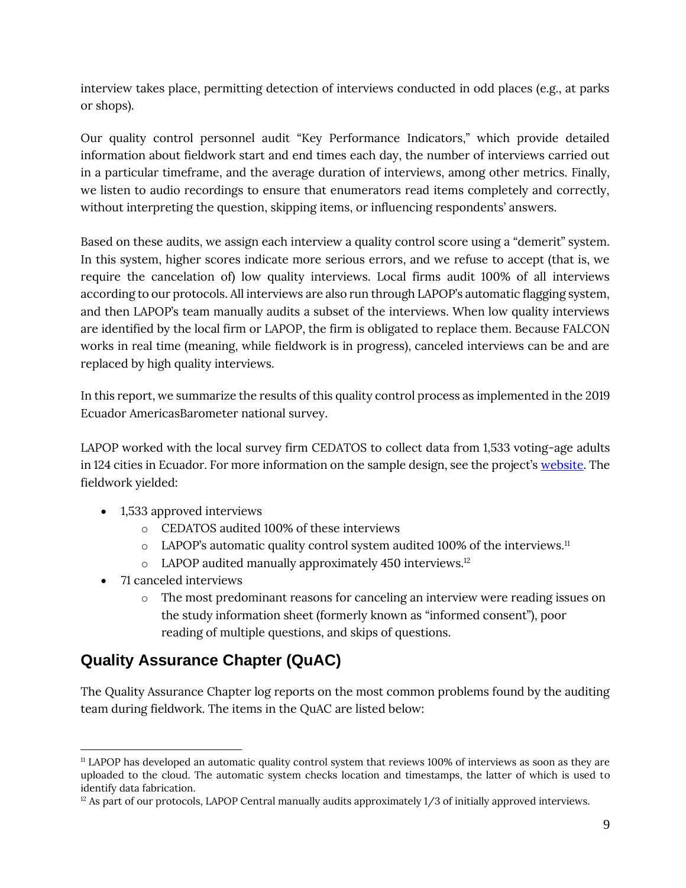interview takes place, permitting detection of interviews conducted in odd places (e.g., at parks or shops).

Our quality control personnel audit "Key Performance Indicators," which provide detailed information about fieldwork start and end times each day, the number of interviews carried out in a particular timeframe, and the average duration of interviews, among other metrics. Finally, we listen to audio recordings to ensure that enumerators read items completely and correctly, without interpreting the question, skipping items, or influencing respondents' answers.

Based on these audits, we assign each interview a quality control score using a "demerit" system. In this system, higher scores indicate more serious errors, and we refuse to accept (that is, we require the cancelation of) low quality interviews. Local firms audit 100% of all interviews according to our protocols. All interviews are also run through LAPOP's automatic flagging system, and then LAPOP's team manually audits a subset of the interviews. When low quality interviews are identified by the local firm or LAPOP, the firm is obligated to replace them. Because FALCON works in real time (meaning, while fieldwork is in progress), canceled interviews can be and are replaced by high quality interviews.

In this report, we summarize the results of this quality control process as implemented in the 2019 Ecuador AmericasBarometer national survey.

LAPOP worked with the local survey firm CEDATOS to collect data from 1,533 voting-age adults in 124 cities in Ecuador. For more information on the sample design, see the project's website. The fieldwork yielded:

- 1,533 approved interviews
  - CEDATOS audited 100% of these interviews
  - LAPOP's automatic quality control system audited 100% of the interviews.[11]
  - LAPOP audited manually approximately 450 interviews.[12]
- 71 canceled interviews
  - The most predominant reasons for canceling an interview were reading issues on the study information sheet (formerly known as "informed consent"), poor reading of multiple questions, and skips of questions.

## Quality Assurance Chapter (QuAC)

The Quality Assurance Chapter log reports on the most common problems found by the auditing team during fieldwork. The items in the QuAC are listed below:

---

[11] LAPOP has developed an automatic quality control system that reviews 100% of interviews as soon as they are uploaded to the cloud. The automatic system checks location and timestamps, the latter of which is used to identify data fabrication.

[12] As part of our protocols, LAPOP Central manually audits approximately 1/3 of initially approved interviews.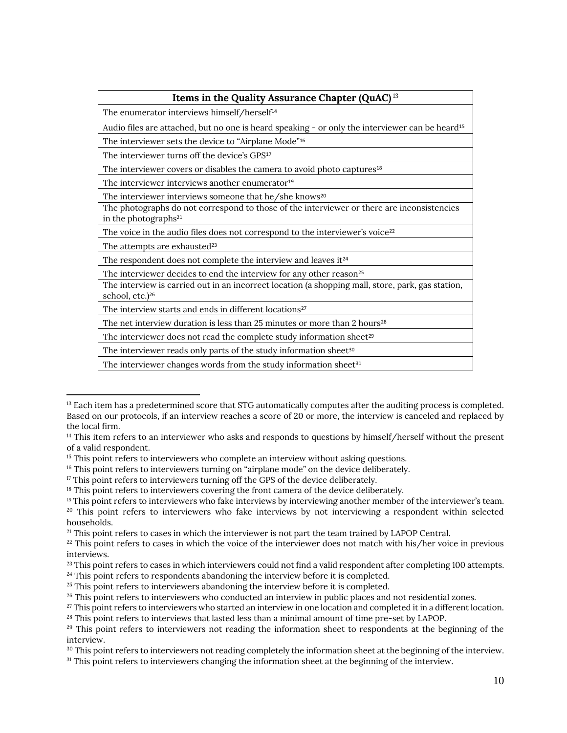| Items in the Quality Assurance Chapter (QuAC)[13] |
| --- |
| The enumerator interviews himself/herself[14] |
| Audio files are attached, but no one is heard speaking - or only the interviewer can be heard[15] |
| The interviewer sets the device to "Airplane Mode"[16] |
| The interviewer turns off the device's GPS[17] |
| The interviewer covers or disables the camera to avoid photo captures[18] |
| The interviewer interviews another enumerator[19] |
| The interviewer interviews someone that he/she knows[20] |
| The photographs do not correspond to those of the interviewer or there are inconsistencies in the photographs[21] |
| The voice in the audio files does not correspond to the interviewer's voice[22] |
| The attempts are exhausted[23] |
| The respondent does not complete the interview and leaves it[24] |
| The interviewer decides to end the interview for any other reason[25] |
| The interview is carried out in an incorrect location (a shopping mall, store, park, gas station, school, etc.)[26] |
| The interview starts and ends in different locations[27] |
| The net interview duration is less than 25 minutes or more than 2 hours[28] |
| The interviewer does not read the complete study information sheet[29] |
| The interviewer reads only parts of the study information sheet[30] |
| The interviewer changes words from the study information sheet[31] |

---

[13] Each item has a predetermined score that STG automatically computes after the auditing process is completed. Based on our protocols, if an interview reaches a score of 20 or more, the interview is canceled and replaced by the local firm.

[14] This item refers to an interviewer who asks and responds to questions by himself/herself without the present of a valid respondent.

[15] This point refers to interviewers who complete an interview without asking questions.

[16] This point refers to interviewers turning on "airplane mode" on the device deliberately.

[17] This point refers to interviewers turning off the GPS of the device deliberately.

[18] This point refers to interviewers covering the front camera of the device deliberately.

[19] This point refers to interviewers who fake interviews by interviewing another member of the interviewer's team.

[20] This point refers to interviewers who fake interviews by not interviewing a respondent within selected households.

[21] This point refers to cases in which the interviewer is not part the team trained by LAPOP Central.

[22] This point refers to cases in which the voice of the interviewer does not match with his/her voice in previous interviews.

[23] This point refers to cases in which interviewers could not find a valid respondent after completing 100 attempts.

[24] This point refers to respondents abandoning the interview before it is completed.

[25] This point refers to interviewers abandoning the interview before it is completed.

[26] This point refers to interviewers who conducted an interview in public places and not residential zones.

[27] This point refers to interviewers who started an interview in one location and completed it in a different location.

[28] This point refers to interviews that lasted less than a minimal amount of time pre-set by LAPOP.

[29] This point refers to interviewers not reading the information sheet to respondents at the beginning of the interview.

[30] This point refers to interviewers not reading completely the information sheet at the beginning of the interview.

[31] This point refers to interviewers changing the information sheet at the beginning of the interview.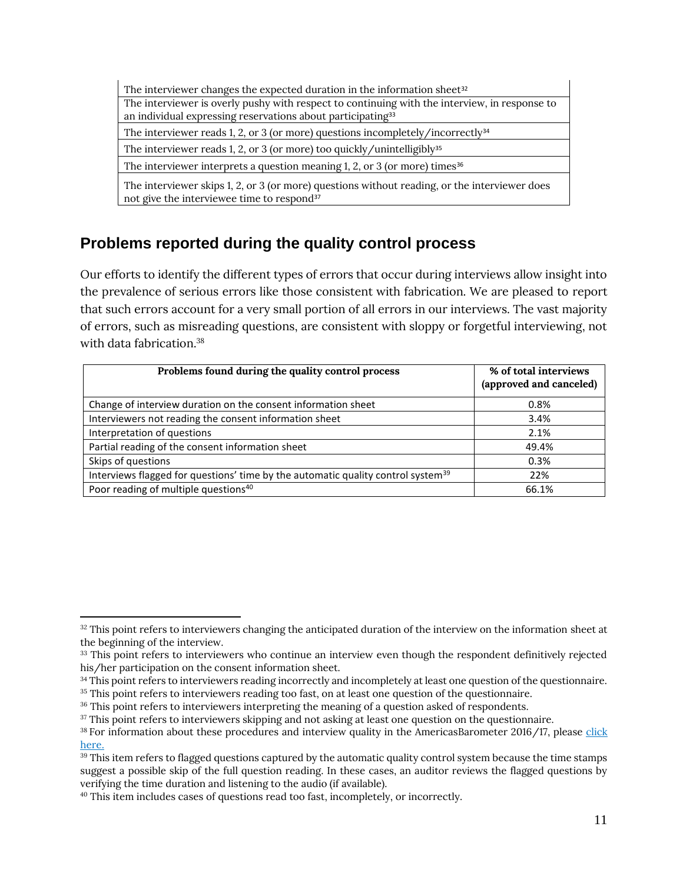| The interviewer changes the expected duration in the information sheet[32] |
|---|
| The interviewer is overly pushy with respect to continuing with the interview, in response to an individual expressing reservations about participating[33] |
| The interviewer reads 1, 2, or 3 (or more) questions incompletely/incorrectly[34] |
| The interviewer reads 1, 2, or 3 (or more) too quickly/unintelligibly[35] |
| The interviewer interprets a question meaning 1, 2, or 3 (or more) times[36] |
| The interviewer skips 1, 2, or 3 (or more) questions without reading, or the interviewer does not give the interviewee time to respond[37] |

## Problems reported during the quality control process

Our efforts to identify the different types of errors that occur during interviews allow insight into the prevalence of serious errors like those consistent with fabrication. We are pleased to report that such errors account for a very small portion of all errors in our interviews. The vast majority of errors, such as misreading questions, are consistent with sloppy or forgetful interviewing, not with data fabrication.[38]

| Problems found during the quality control process | % of total interviews (approved and canceled) |
|---|---|
| Change of interview duration on the consent information sheet | 0.8% |
| Interviewers not reading the consent information sheet | 3.4% |
| Interpretation of questions | 2.1% |
| Partial reading of the consent information sheet | 49.4% |
| Skips of questions | 0.3% |
| Interviews flagged for questions' time by the automatic quality control system[39] | 22% |
| Poor reading of multiple questions[40] | 66.1% |

[32] This point refers to interviewers changing the anticipated duration of the interview on the information sheet at the beginning of the interview.

[33] This point refers to interviewers who continue an interview even though the respondent definitively rejected his/her participation on the consent information sheet.

[34] This point refers to interviewers reading incorrectly and incompletely at least one question of the questionnaire.

[35] This point refers to interviewers reading too fast, on at least one question of the questionnaire.

[36] This point refers to interviewers interpreting the meaning of a question asked of respondents.

[37] This point refers to interviewers skipping and not asking at least one question on the questionnaire.

[38] For information about these procedures and interview quality in the AmericasBarometer 2016/17, please click here.

[39] This item refers to flagged questions captured by the automatic quality control system because the time stamps suggest a possible skip of the full question reading. In these cases, an auditor reviews the flagged questions by verifying the time duration and listening to the audio (if available).

[40] This item includes cases of questions read too fast, incompletely, or incorrectly.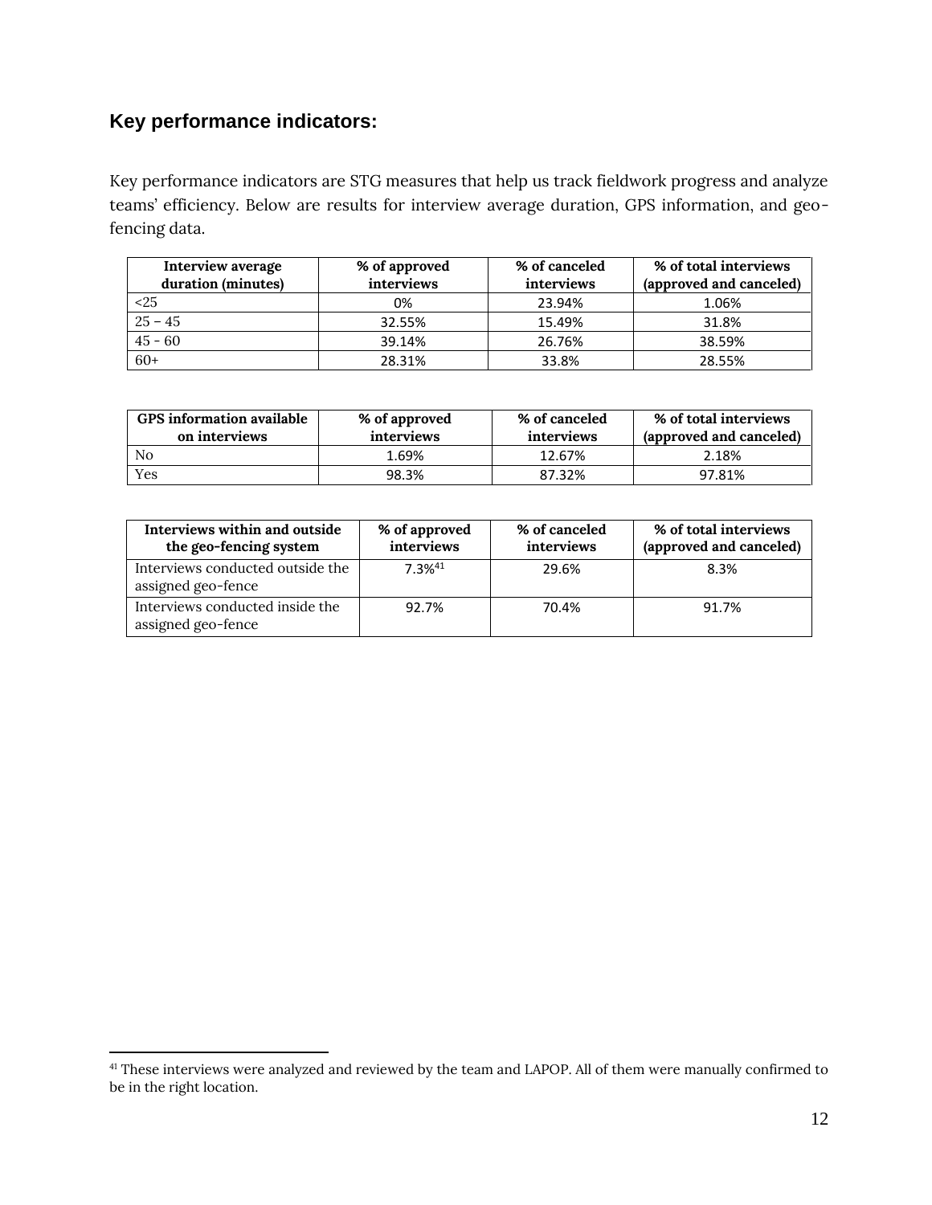## Key performance indicators:

Key performance indicators are STG measures that help us track fieldwork progress and analyze teams' efficiency. Below are results for interview average duration, GPS information, and geo-fencing data.

| Interview average duration (minutes) | % of approved interviews | % of canceled interviews | % of total interviews (approved and canceled) |
|---|---|---|---|
| <25 | 0% | 23.94% | 1.06% |
| 25 – 45 | 32.55% | 15.49% | 31.8% |
| 45 - 60 | 39.14% | 26.76% | 38.59% |
| 60+ | 28.31% | 33.8% | 28.55% |

| GPS information available on interviews | % of approved interviews | % of canceled interviews | % of total interviews (approved and canceled) |
|---|---|---|---|
| No | 1.69% | 12.67% | 2.18% |
| Yes | 98.3% | 87.32% | 97.81% |

| Interviews within and outside the geo-fencing system | % of approved interviews | % of canceled interviews | % of total interviews (approved and canceled) |
|---|---|---|---|
| Interviews conducted outside the assigned geo-fence | 7.3%[41] | 29.6% | 8.3% |
| Interviews conducted inside the assigned geo-fence | 92.7% | 70.4% | 91.7% |

[41] These interviews were analyzed and reviewed by the team and LAPOP. All of them were manually confirmed to be in the right location.